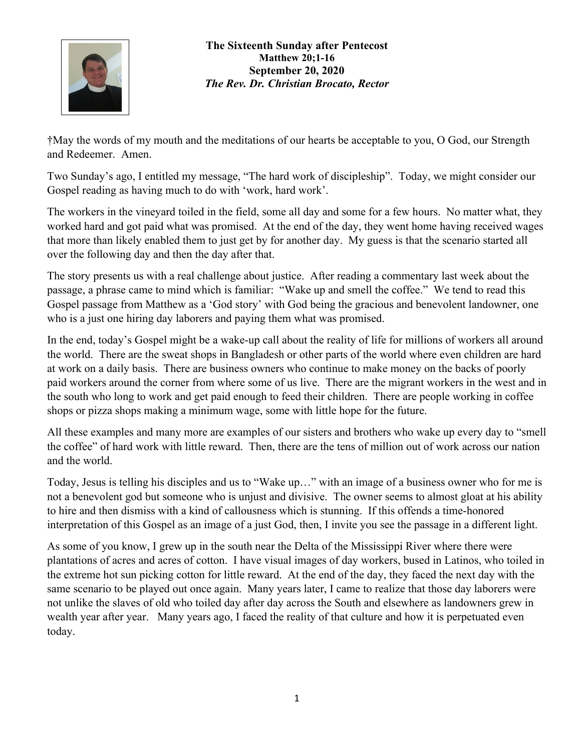**The Sixteenth Sunday after Pentecost**
**Matthew 20;1-16**
**September 20, 2020**
***The Rev. Dr. Christian Brocato, Rector***

†May the words of my mouth and the meditations of our hearts be acceptable to you, O God, our Strength and Redeemer. Amen.

Two Sunday's ago, I entitled my message, "The hard work of discipleship". Today, we might consider our Gospel reading as having much to do with 'work, hard work'.

The workers in the vineyard toiled in the field, some all day and some for a few hours. No matter what, they worked hard and got paid what was promised. At the end of the day, they went home having received wages that more than likely enabled them to just get by for another day. My guess is that the scenario started all over the following day and then the day after that.

The story presents us with a real challenge about justice. After reading a commentary last week about the passage, a phrase came to mind which is familiar: "Wake up and smell the coffee." We tend to read this Gospel passage from Matthew as a 'God story' with God being the gracious and benevolent landowner, one who is a just one hiring day laborers and paying them what was promised.

In the end, today's Gospel might be a wake-up call about the reality of life for millions of workers all around the world. There are the sweat shops in Bangladesh or other parts of the world where even children are hard at work on a daily basis. There are business owners who continue to make money on the backs of poorly paid workers around the corner from where some of us live. There are the migrant workers in the west and in the south who long to work and get paid enough to feed their children. There are people working in coffee shops or pizza shops making a minimum wage, some with little hope for the future.

All these examples and many more are examples of our sisters and brothers who wake up every day to "smell the coffee" of hard work with little reward. Then, there are the tens of million out of work across our nation and the world.

Today, Jesus is telling his disciples and us to "Wake up…" with an image of a business owner who for me is not a benevolent god but someone who is unjust and divisive. The owner seems to almost gloat at his ability to hire and then dismiss with a kind of callousness which is stunning. If this offends a time-honored interpretation of this Gospel as an image of a just God, then, I invite you see the passage in a different light.

As some of you know, I grew up in the south near the Delta of the Mississippi River where there were plantations of acres and acres of cotton. I have visual images of day workers, bused in Latinos, who toiled in the extreme hot sun picking cotton for little reward. At the end of the day, they faced the next day with the same scenario to be played out once again. Many years later, I came to realize that those day laborers were not unlike the slaves of old who toiled day after day across the South and elsewhere as landowners grew in wealth year after year. Many years ago, I faced the reality of that culture and how it is perpetuated even today.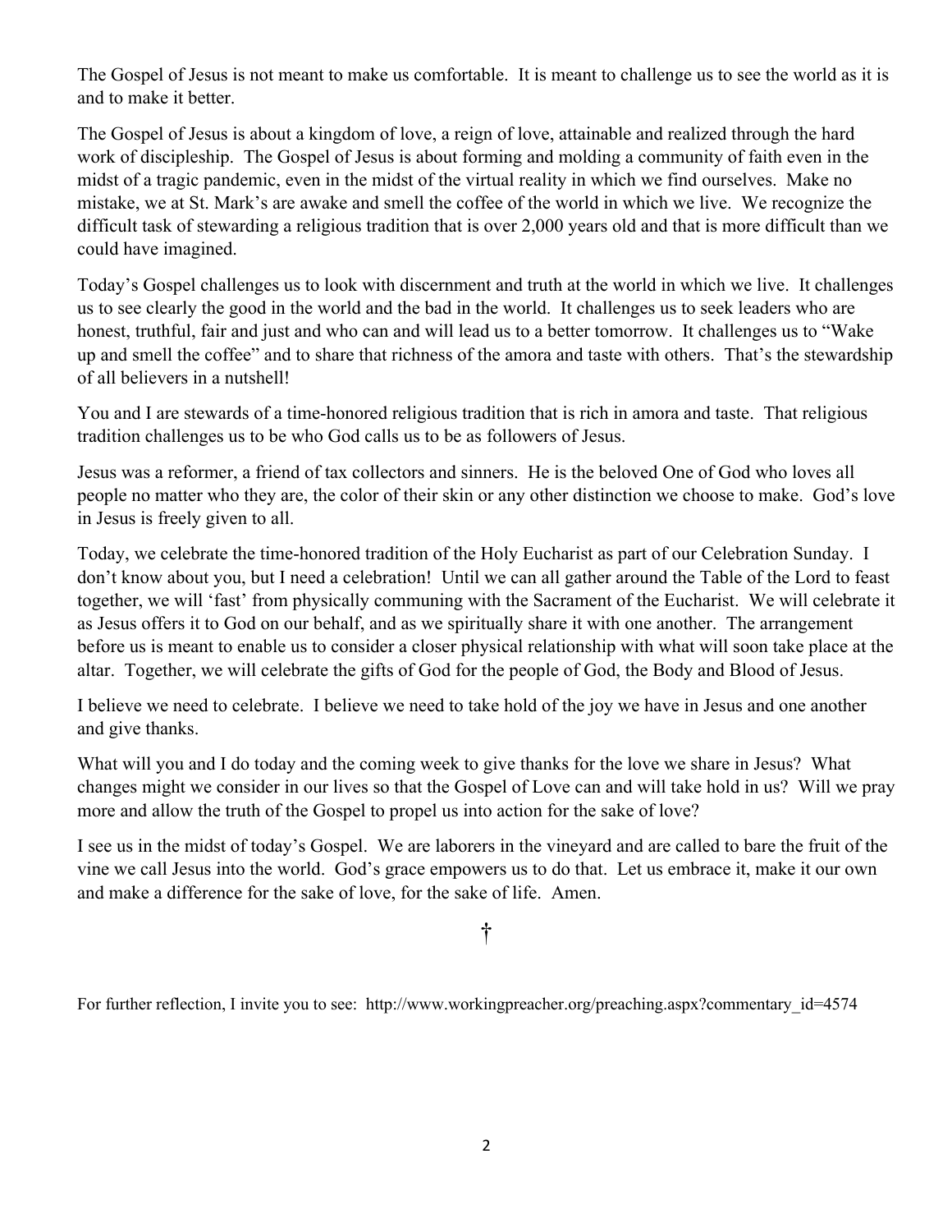The Gospel of Jesus is not meant to make us comfortable. It is meant to challenge us to see the world as it is and to make it better.

The Gospel of Jesus is about a kingdom of love, a reign of love, attainable and realized through the hard work of discipleship. The Gospel of Jesus is about forming and molding a community of faith even in the midst of a tragic pandemic, even in the midst of the virtual reality in which we find ourselves. Make no mistake, we at St. Mark's are awake and smell the coffee of the world in which we live. We recognize the difficult task of stewarding a religious tradition that is over 2,000 years old and that is more difficult than we could have imagined.

Today's Gospel challenges us to look with discernment and truth at the world in which we live. It challenges us to see clearly the good in the world and the bad in the world. It challenges us to seek leaders who are honest, truthful, fair and just and who can and will lead us to a better tomorrow. It challenges us to "Wake up and smell the coffee" and to share that richness of the amora and taste with others. That's the stewardship of all believers in a nutshell!

You and I are stewards of a time-honored religious tradition that is rich in amora and taste. That religious tradition challenges us to be who God calls us to be as followers of Jesus.

Jesus was a reformer, a friend of tax collectors and sinners. He is the beloved One of God who loves all people no matter who they are, the color of their skin or any other distinction we choose to make. God's love in Jesus is freely given to all.

Today, we celebrate the time-honored tradition of the Holy Eucharist as part of our Celebration Sunday. I don't know about you, but I need a celebration! Until we can all gather around the Table of the Lord to feast together, we will 'fast' from physically communing with the Sacrament of the Eucharist. We will celebrate it as Jesus offers it to God on our behalf, and as we spiritually share it with one another. The arrangement before us is meant to enable us to consider a closer physical relationship with what will soon take place at the altar. Together, we will celebrate the gifts of God for the people of God, the Body and Blood of Jesus.

I believe we need to celebrate. I believe we need to take hold of the joy we have in Jesus and one another and give thanks.

What will you and I do today and the coming week to give thanks for the love we share in Jesus? What changes might we consider in our lives so that the Gospel of Love can and will take hold in us? Will we pray more and allow the truth of the Gospel to propel us into action for the sake of love?

I see us in the midst of today's Gospel. We are laborers in the vineyard and are called to bare the fruit of the vine we call Jesus into the world. God's grace empowers us to do that. Let us embrace it, make it our own and make a difference for the sake of love, for the sake of life. Amen.

†

For further reflection, I invite you to see: http://www.workingpreacher.org/preaching.aspx?commentary_id=4574